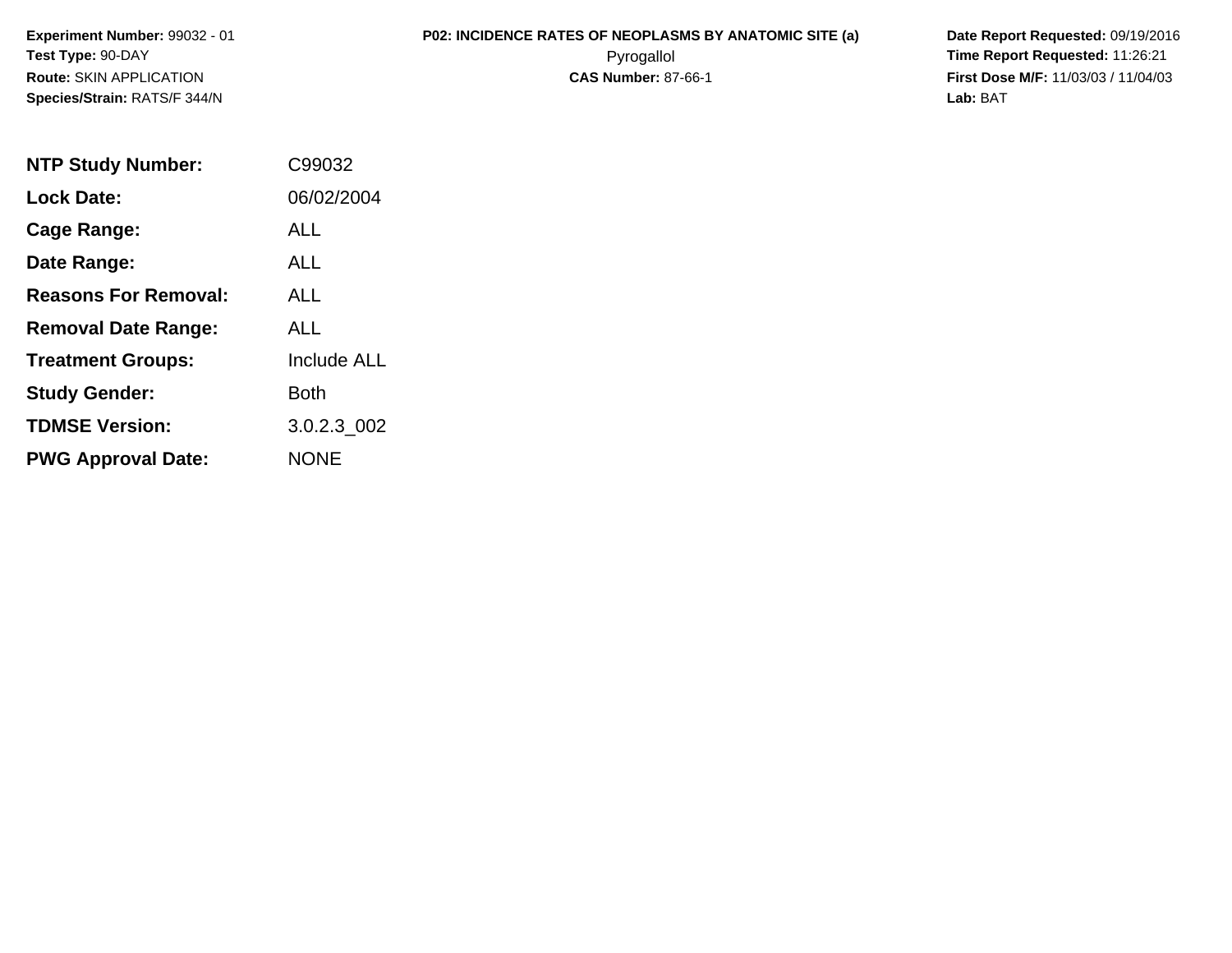**Experiment Number:** 99032 - 01
**Test Type:** 90-DAY
**Route:** SKIN APPLICATION
**Species/Strain:** RATS/F 344/N

# P02: INCIDENCE RATES OF NEOPLASMS BY ANATOMIC SITE (a)

Pyrogallol

**CAS Number:** 87-66-1

**Date Report Requested:** 09/19/2016
**Time Report Requested:** 11:26:21
**First Dose M/F:** 11/03/03 / 11/04/03
**Lab:** BAT

| | |
|---|---|
| **NTP Study Number:** | C99032 |
| **Lock Date:** | 06/02/2004 |
| **Cage Range:** | ALL |
| **Date Range:** | ALL |
| **Reasons For Removal:** | ALL |
| **Removal Date Range:** | ALL |
| **Treatment Groups:** | Include ALL |
| **Study Gender:** | Both |
| **TDMSE Version:** | 3.0.2.3_002 |
| **PWG Approval Date:** | NONE |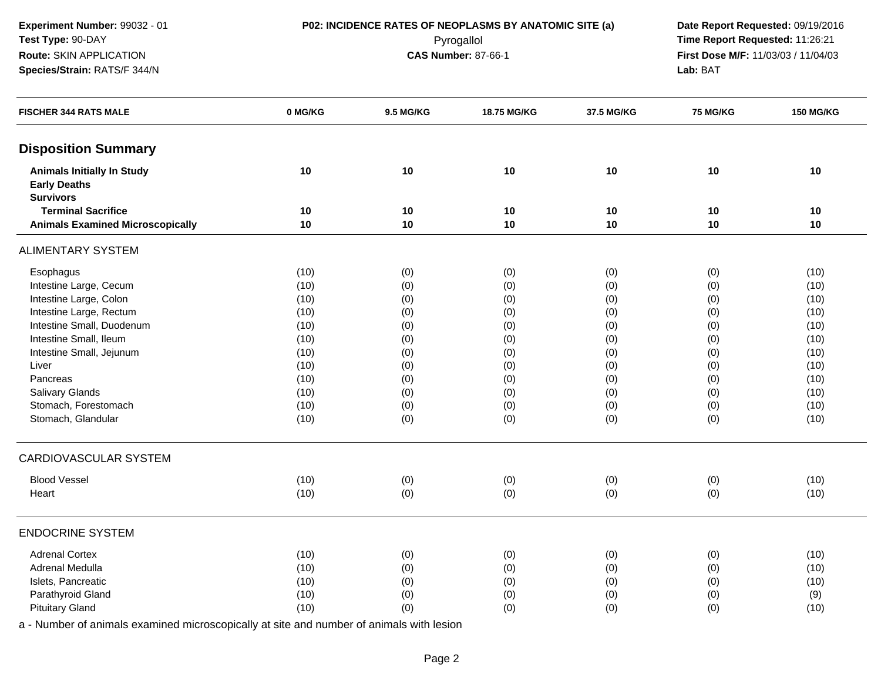**Experiment Number:** 99032 - 01
**Test Type:** 90-DAY
**Route:** SKIN APPLICATION
**Species/Strain:** RATS/F 344/N

**P02: INCIDENCE RATES OF NEOPLASMS BY ANATOMIC SITE (a)**
Pyrogallol
**CAS Number:** 87-66-1

**Date Report Requested:** 09/19/2016
**Time Report Requested:** 11:26:21
**First Dose M/F:** 11/03/03 / 11/04/03
**Lab:** BAT

| FISCHER 344 RATS MALE | 0 MG/KG | 9.5 MG/KG | 18.75 MG/KG | 37.5 MG/KG | 75 MG/KG | 150 MG/KG |
|---|---|---|---|---|---|---|
| **Disposition Summary** | | | | | | |
| **Animals Initially In Study** | **10** | **10** | **10** | **10** | **10** | **10** |
| **Early Deaths** | | | | | | |
| **Survivors** | | | | | | |
| **Terminal Sacrifice** | **10** | **10** | **10** | **10** | **10** | **10** |
| **Animals Examined Microscopically** | **10** | **10** | **10** | **10** | **10** | **10** |
| ALIMENTARY SYSTEM | | | | | | |
| Esophagus | (10) | (0) | (0) | (0) | (0) | (10) |
| Intestine Large, Cecum | (10) | (0) | (0) | (0) | (0) | (10) |
| Intestine Large, Colon | (10) | (0) | (0) | (0) | (0) | (10) |
| Intestine Large, Rectum | (10) | (0) | (0) | (0) | (0) | (10) |
| Intestine Small, Duodenum | (10) | (0) | (0) | (0) | (0) | (10) |
| Intestine Small, Ileum | (10) | (0) | (0) | (0) | (0) | (10) |
| Intestine Small, Jejunum | (10) | (0) | (0) | (0) | (0) | (10) |
| Liver | (10) | (0) | (0) | (0) | (0) | (10) |
| Pancreas | (10) | (0) | (0) | (0) | (0) | (10) |
| Salivary Glands | (10) | (0) | (0) | (0) | (0) | (10) |
| Stomach, Forestomach | (10) | (0) | (0) | (0) | (0) | (10) |
| Stomach, Glandular | (10) | (0) | (0) | (0) | (0) | (10) |
| CARDIOVASCULAR SYSTEM | | | | | | |
| Blood Vessel | (10) | (0) | (0) | (0) | (0) | (10) |
| Heart | (10) | (0) | (0) | (0) | (0) | (10) |
| ENDOCRINE SYSTEM | | | | | | |
| Adrenal Cortex | (10) | (0) | (0) | (0) | (0) | (10) |
| Adrenal Medulla | (10) | (0) | (0) | (0) | (0) | (10) |
| Islets, Pancreatic | (10) | (0) | (0) | (0) | (0) | (10) |
| Parathyroid Gland | (10) | (0) | (0) | (0) | (0) | (9) |
| Pituitary Gland | (10) | (0) | (0) | (0) | (0) | (10) |

a - Number of animals examined microscopically at site and number of animals with lesion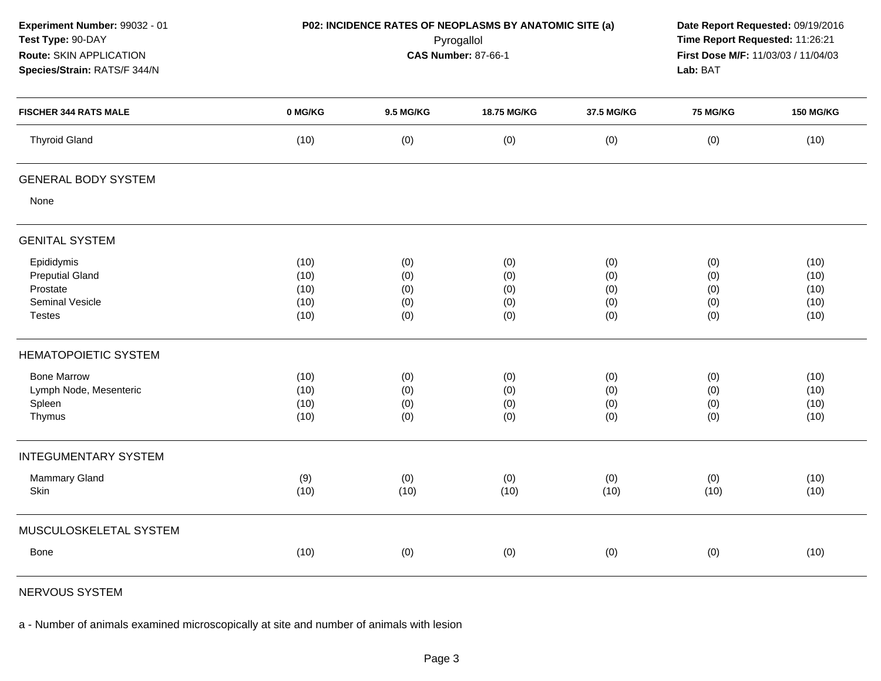**Experiment Number:** 99032 - 01
**Test Type:** 90-DAY
**Route:** SKIN APPLICATION
**Species/Strain:** RATS/F 344/N

**P02: INCIDENCE RATES OF NEOPLASMS BY ANATOMIC SITE (a)**
Pyrogallol
**CAS Number:** 87-66-1

**Date Report Requested:** 09/19/2016
**Time Report Requested:** 11:26:21
**First Dose M/F:** 11/03/03 / 11/04/03
**Lab:** BAT

| FISCHER 344 RATS MALE | 0 MG/KG | 9.5 MG/KG | 18.75 MG/KG | 37.5 MG/KG | 75 MG/KG | 150 MG/KG |
|---|---|---|---|---|---|---|
| Thyroid Gland | (10) | (0) | (0) | (0) | (0) | (10) |
| **GENERAL BODY SYSTEM** | | | | | | |
| None | | | | | | |
| **GENITAL SYSTEM** | | | | | | |
| Epididymis | (10) | (0) | (0) | (0) | (0) | (10) |
| Preputial Gland | (10) | (0) | (0) | (0) | (0) | (10) |
| Prostate | (10) | (0) | (0) | (0) | (0) | (10) |
| Seminal Vesicle | (10) | (0) | (0) | (0) | (0) | (10) |
| Testes | (10) | (0) | (0) | (0) | (0) | (10) |
| **HEMATOPOIETIC SYSTEM** | | | | | | |
| Bone Marrow | (10) | (0) | (0) | (0) | (0) | (10) |
| Lymph Node, Mesenteric | (10) | (0) | (0) | (0) | (0) | (10) |
| Spleen | (10) | (0) | (0) | (0) | (0) | (10) |
| Thymus | (10) | (0) | (0) | (0) | (0) | (10) |
| **INTEGUMENTARY SYSTEM** | | | | | | |
| Mammary Gland | (9) | (0) | (0) | (0) | (0) | (10) |
| Skin | (10) | (10) | (10) | (10) | (10) | (10) |
| **MUSCULOSKELETAL SYSTEM** | | | | | | |
| Bone | (10) | (0) | (0) | (0) | (0) | (10) |
| **NERVOUS SYSTEM** | | | | | | |

a - Number of animals examined microscopically at site and number of animals with lesion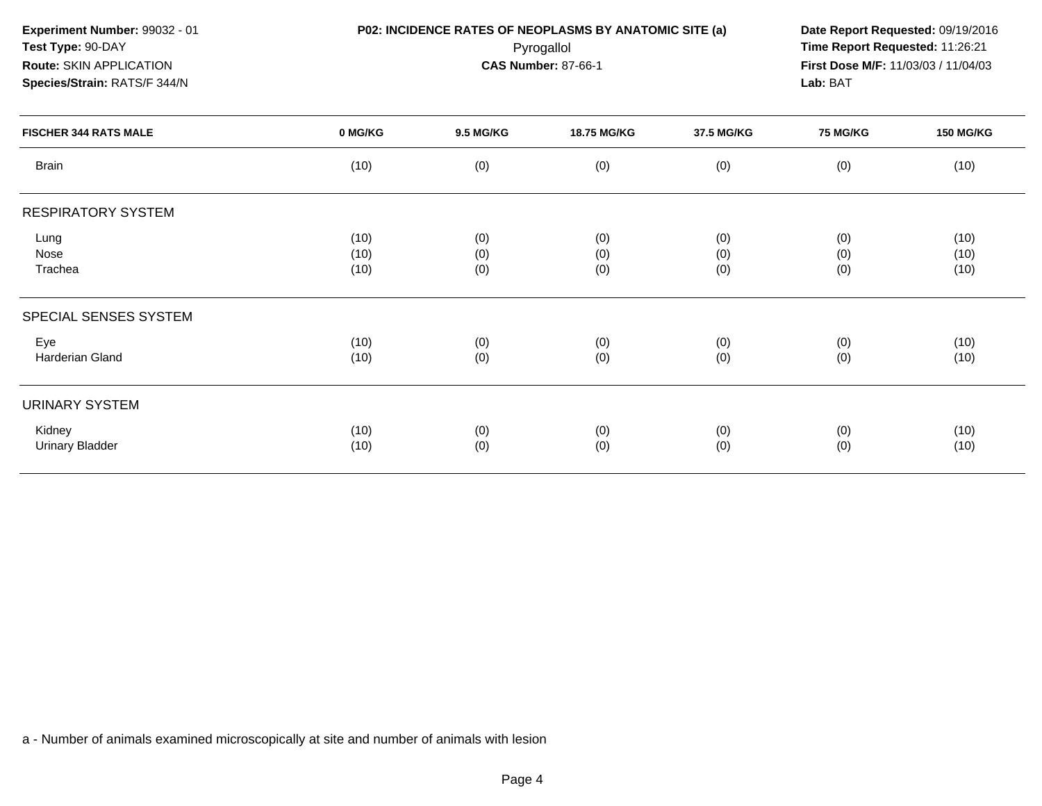**Experiment Number:** 99032 - 01
**Test Type:** 90-DAY
**Route:** SKIN APPLICATION
**Species/Strain:** RATS/F 344/N

**P02: INCIDENCE RATES OF NEOPLASMS BY ANATOMIC SITE (a)**
Pyrogallol
**CAS Number:** 87-66-1

**Date Report Requested:** 09/19/2016
**Time Report Requested:** 11:26:21
**First Dose M/F:** 11/03/03 / 11/04/03
**Lab:** BAT

| FISCHER 344 RATS MALE | 0 MG/KG | 9.5 MG/KG | 18.75 MG/KG | 37.5 MG/KG | 75 MG/KG | 150 MG/KG |
|---|---|---|---|---|---|---|
| Brain | (10) | (0) | (0) | (0) | (0) | (10) |
| RESPIRATORY SYSTEM | | | | | | |
| Lung | (10) | (0) | (0) | (0) | (0) | (10) |
| Nose | (10) | (0) | (0) | (0) | (0) | (10) |
| Trachea | (10) | (0) | (0) | (0) | (0) | (10) |
| SPECIAL SENSES SYSTEM | | | | | | |
| Eye | (10) | (0) | (0) | (0) | (0) | (10) |
| Harderian Gland | (10) | (0) | (0) | (0) | (0) | (10) |
| URINARY SYSTEM | | | | | | |
| Kidney | (10) | (0) | (0) | (0) | (0) | (10) |
| Urinary Bladder | (10) | (0) | (0) | (0) | (0) | (10) |

a - Number of animals examined microscopically at site and number of animals with lesion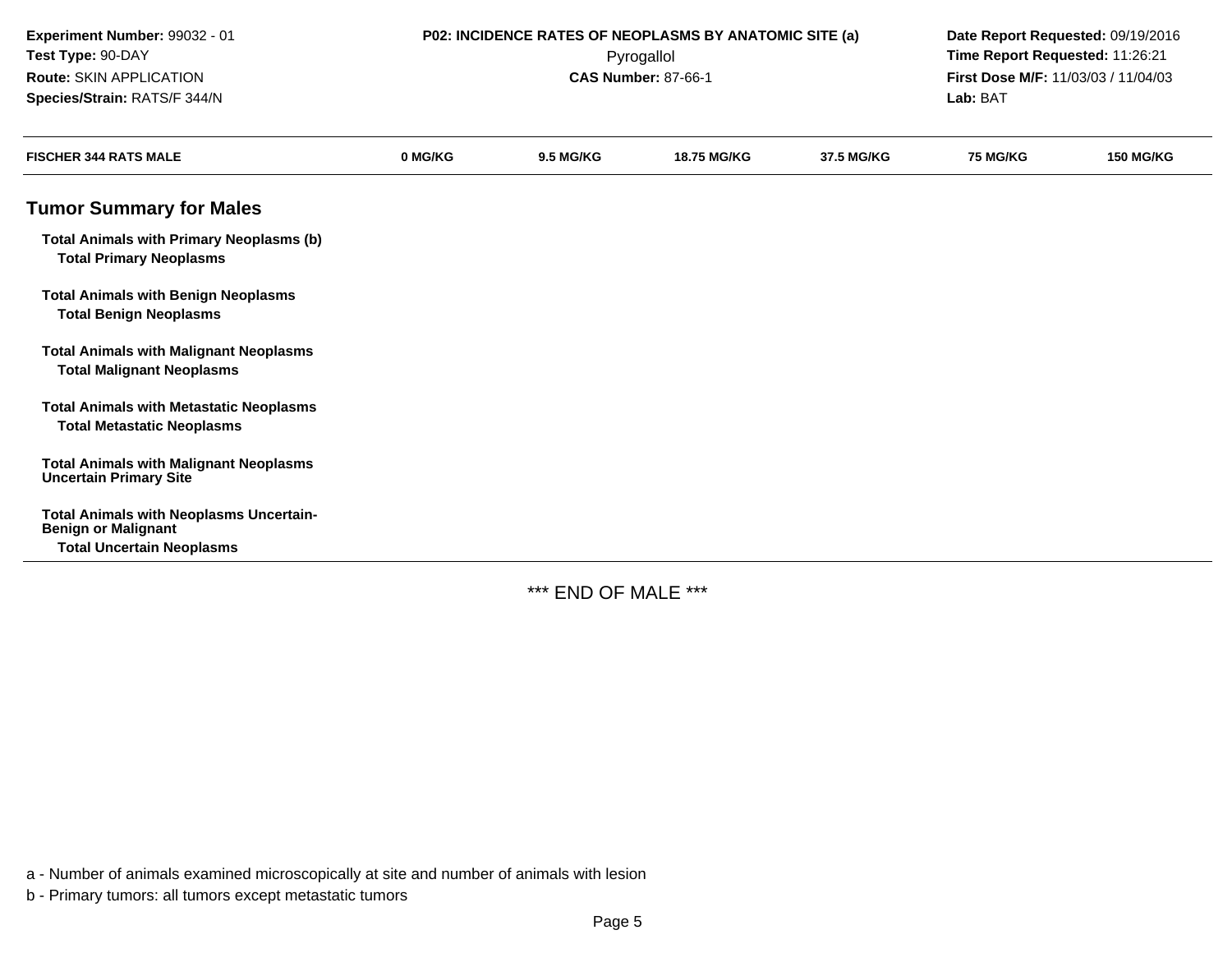**Experiment Number:** 99032 - 01
**Test Type:** 90-DAY
**Route:** SKIN APPLICATION
**Species/Strain:** RATS/F 344/N

**P02: INCIDENCE RATES OF NEOPLASMS BY ANATOMIC SITE (a)**
Pyrogallol
**CAS Number:** 87-66-1

**Date Report Requested:** 09/19/2016
**Time Report Requested:** 11:26:21
**First Dose M/F:** 11/03/03 / 11/04/03
**Lab:** BAT

| FISCHER 344 RATS MALE | 0 MG/KG | 9.5 MG/KG | 18.75 MG/KG | 37.5 MG/KG | 75 MG/KG | 150 MG/KG |
|---|---|---|---|---|---|---|
| **Tumor Summary for Males** | | | | | | |
| **Total Animals with Primary Neoplasms (b)** | | | | | | |
| **Total Primary Neoplasms** | | | | | | |
| **Total Animals with Benign Neoplasms** | | | | | | |
| **Total Benign Neoplasms** | | | | | | |
| **Total Animals with Malignant Neoplasms** | | | | | | |
| **Total Malignant Neoplasms** | | | | | | |
| **Total Animals with Metastatic Neoplasms** | | | | | | |
| **Total Metastatic Neoplasms** | | | | | | |
| **Total Animals with Malignant Neoplasms Uncertain Primary Site** | | | | | | |
| **Total Animals with Neoplasms Uncertain- Benign or Malignant** | | | | | | |
| **Total Uncertain Neoplasms** | | | | | | |

*** END OF MALE ***

a - Number of animals examined microscopically at site and number of animals with lesion

b - Primary tumors: all tumors except metastatic tumors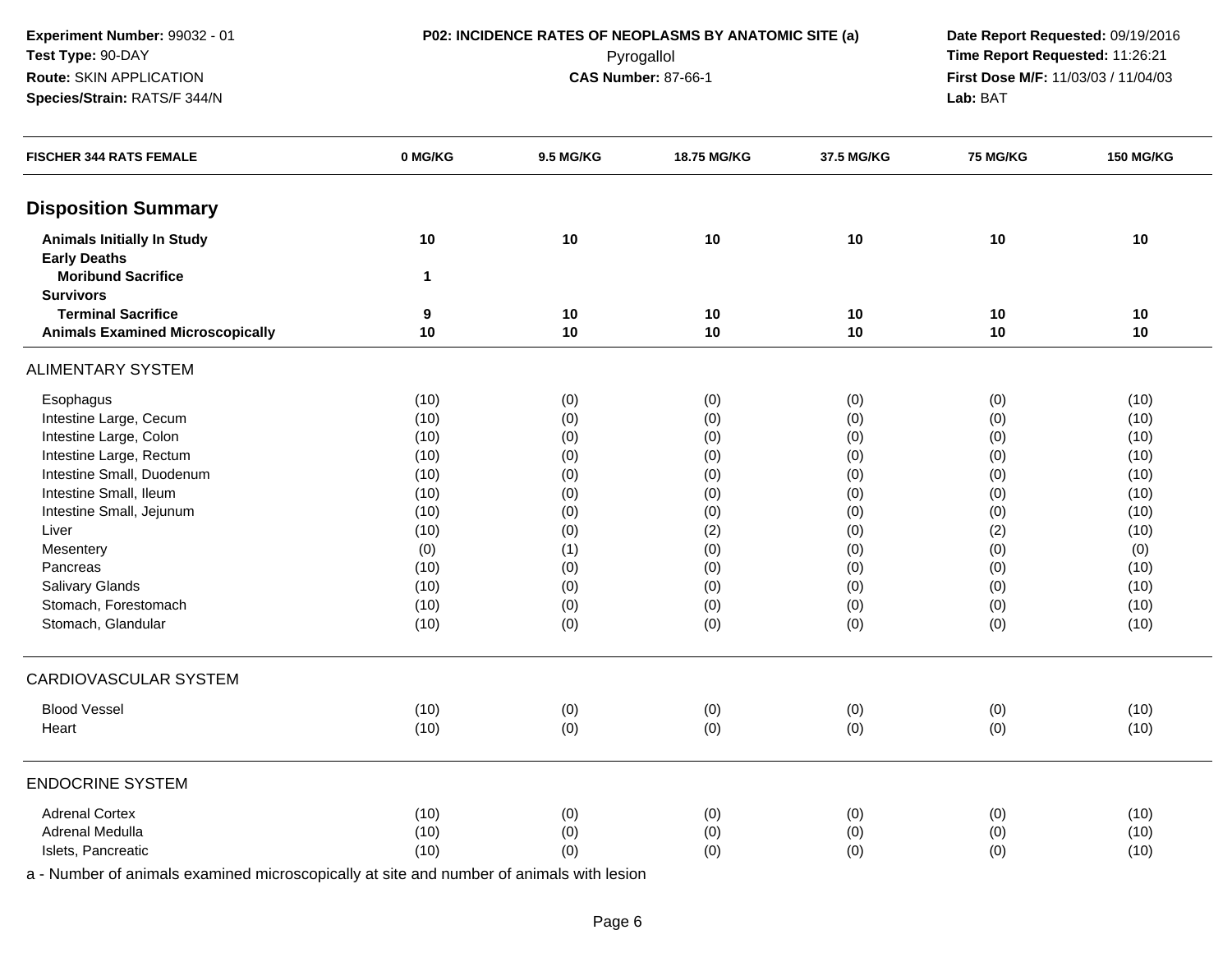**Experiment Number:** 99032 - 01
**Test Type:** 90-DAY
**Route:** SKIN APPLICATION
**Species/Strain:** RATS/F 344/N

**P02: INCIDENCE RATES OF NEOPLASMS BY ANATOMIC SITE (a)**
Pyrogallol
**CAS Number:** 87-66-1

**Date Report Requested:** 09/19/2016
**Time Report Requested:** 11:26:21
**First Dose M/F:** 11/03/03 / 11/04/03
**Lab:** BAT

| FISCHER 344 RATS FEMALE | 0 MG/KG | 9.5 MG/KG | 18.75 MG/KG | 37.5 MG/KG | 75 MG/KG | 150 MG/KG |
|---|---|---|---|---|---|---|
| **Disposition Summary** | | | | | | |
| **Animals Initially In Study** | **10** | **10** | **10** | **10** | **10** | **10** |
| **Early Deaths** | | | | | | |
| **Moribund Sacrifice** | **1** | | | | | |
| **Survivors** | | | | | | |
| **Terminal Sacrifice** | **9** | **10** | **10** | **10** | **10** | **10** |
| **Animals Examined Microscopically** | **10** | **10** | **10** | **10** | **10** | **10** |
| ALIMENTARY SYSTEM | | | | | | |
| Esophagus | (10) | (0) | (0) | (0) | (0) | (10) |
| Intestine Large, Cecum | (10) | (0) | (0) | (0) | (0) | (10) |
| Intestine Large, Colon | (10) | (0) | (0) | (0) | (0) | (10) |
| Intestine Large, Rectum | (10) | (0) | (0) | (0) | (0) | (10) |
| Intestine Small, Duodenum | (10) | (0) | (0) | (0) | (0) | (10) |
| Intestine Small, Ileum | (10) | (0) | (0) | (0) | (0) | (10) |
| Intestine Small, Jejunum | (10) | (0) | (0) | (0) | (0) | (10) |
| Liver | (10) | (0) | (2) | (0) | (2) | (10) |
| Mesentery | (0) | (1) | (0) | (0) | (0) | (0) |
| Pancreas | (10) | (0) | (0) | (0) | (0) | (10) |
| Salivary Glands | (10) | (0) | (0) | (0) | (0) | (10) |
| Stomach, Forestomach | (10) | (0) | (0) | (0) | (0) | (10) |
| Stomach, Glandular | (10) | (0) | (0) | (0) | (0) | (10) |
| CARDIOVASCULAR SYSTEM | | | | | | |
| Blood Vessel | (10) | (0) | (0) | (0) | (0) | (10) |
| Heart | (10) | (0) | (0) | (0) | (0) | (10) |
| ENDOCRINE SYSTEM | | | | | | |
| Adrenal Cortex | (10) | (0) | (0) | (0) | (0) | (10) |
| Adrenal Medulla | (10) | (0) | (0) | (0) | (0) | (10) |
| Islets, Pancreatic | (10) | (0) | (0) | (0) | (0) | (10) |

a - Number of animals examined microscopically at site and number of animals with lesion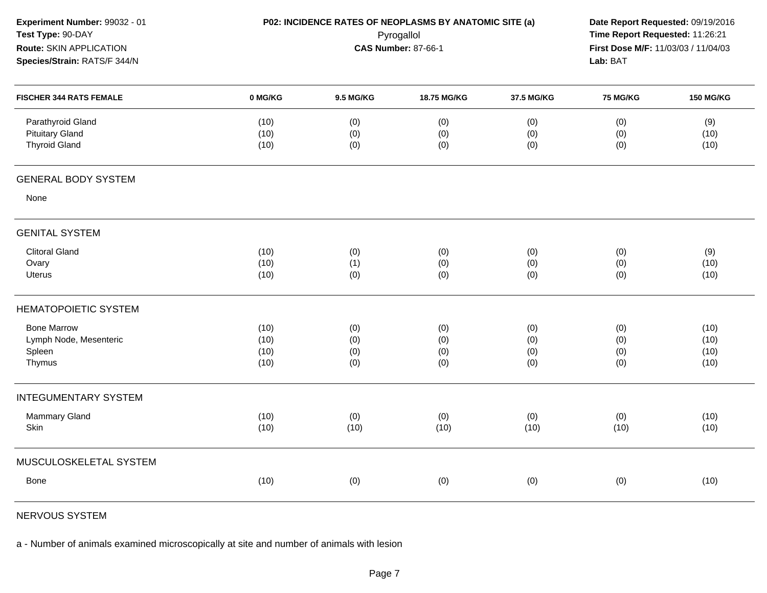**Experiment Number:** 99032 - 01
**Test Type:** 90-DAY
**Route:** SKIN APPLICATION
**Species/Strain:** RATS/F 344/N

**P02: INCIDENCE RATES OF NEOPLASMS BY ANATOMIC SITE (a)**
Pyrogallol
**CAS Number:** 87-66-1

**Date Report Requested:** 09/19/2016
**Time Report Requested:** 11:26:21
**First Dose M/F:** 11/03/03 / 11/04/03
**Lab:** BAT

| FISCHER 344 RATS FEMALE | 0 MG/KG | 9.5 MG/KG | 18.75 MG/KG | 37.5 MG/KG | 75 MG/KG | 150 MG/KG |
|---|---|---|---|---|---|---|
| Parathyroid Gland | (10) | (0) | (0) | (0) | (0) | (9) |
| Pituitary Gland | (10) | (0) | (0) | (0) | (0) | (10) |
| Thyroid Gland | (10) | (0) | (0) | (0) | (0) | (10) |
| **GENERAL BODY SYSTEM** | | | | | | |
| None | | | | | | |
| **GENITAL SYSTEM** | | | | | | |
| Clitoral Gland | (10) | (0) | (0) | (0) | (0) | (9) |
| Ovary | (10) | (1) | (0) | (0) | (0) | (10) |
| Uterus | (10) | (0) | (0) | (0) | (0) | (10) |
| **HEMATOPOIETIC SYSTEM** | | | | | | |
| Bone Marrow | (10) | (0) | (0) | (0) | (0) | (10) |
| Lymph Node, Mesenteric | (10) | (0) | (0) | (0) | (0) | (10) |
| Spleen | (10) | (0) | (0) | (0) | (0) | (10) |
| Thymus | (10) | (0) | (0) | (0) | (0) | (10) |
| **INTEGUMENTARY SYSTEM** | | | | | | |
| Mammary Gland | (10) | (0) | (0) | (0) | (0) | (10) |
| Skin | (10) | (10) | (10) | (10) | (10) | (10) |
| **MUSCULOSKELETAL SYSTEM** | | | | | | |
| Bone | (10) | (0) | (0) | (0) | (0) | (10) |
| **NERVOUS SYSTEM** | | | | | | |

a - Number of animals examined microscopically at site and number of animals with lesion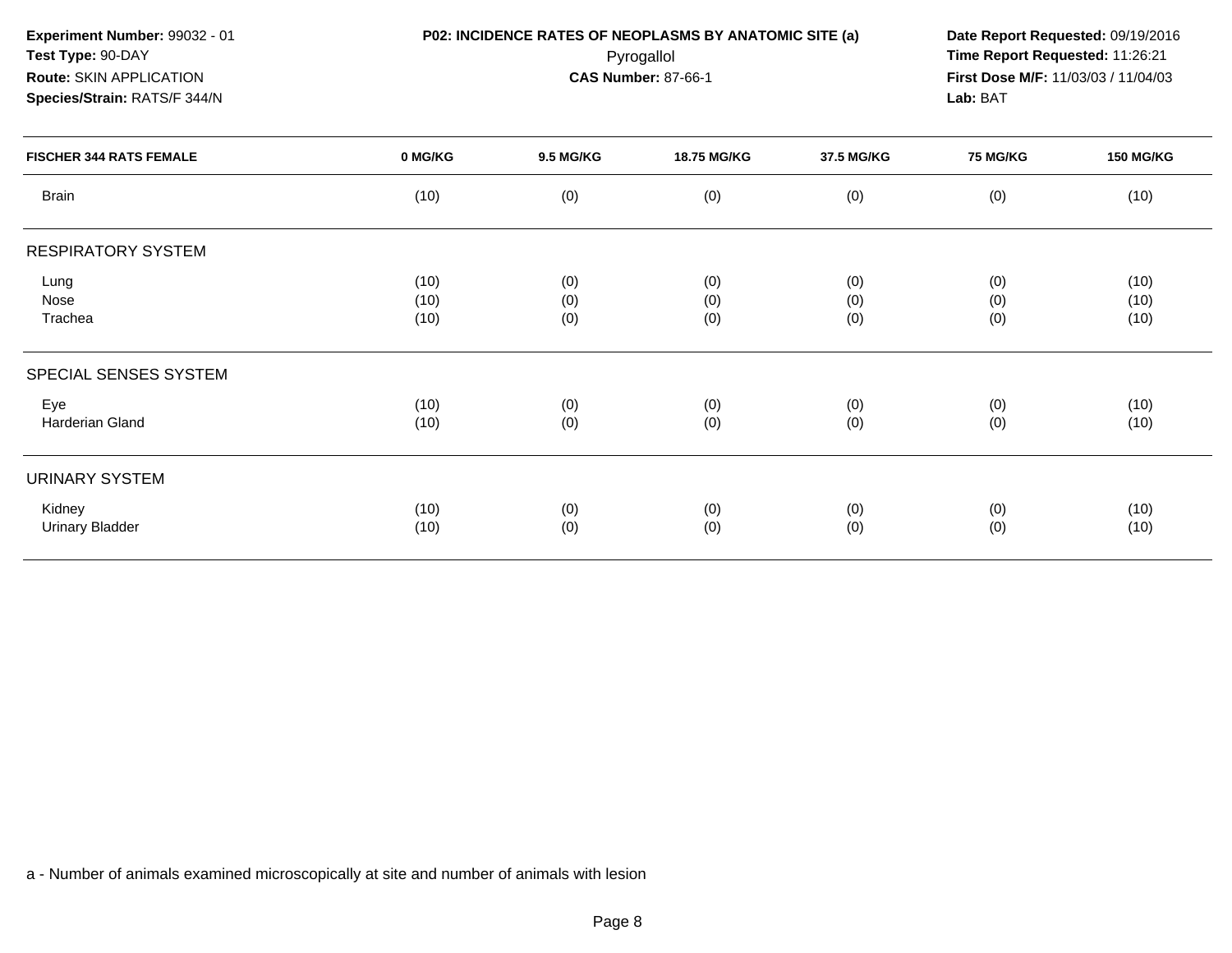**Experiment Number:** 99032 - 01
**Test Type:** 90-DAY
**Route:** SKIN APPLICATION
**Species/Strain:** RATS/F 344/N

**P02: INCIDENCE RATES OF NEOPLASMS BY ANATOMIC SITE (a)**
Pyrogallol
**CAS Number:** 87-66-1

**Date Report Requested:** 09/19/2016
**Time Report Requested:** 11:26:21
**First Dose M/F:** 11/03/03 / 11/04/03
**Lab:** BAT

| FISCHER 344 RATS FEMALE | 0 MG/KG | 9.5 MG/KG | 18.75 MG/KG | 37.5 MG/KG | 75 MG/KG | 150 MG/KG |
|---|---|---|---|---|---|---|
| Brain | (10) | (0) | (0) | (0) | (0) | (10) |
| **RESPIRATORY SYSTEM** | | | | | | |
| Lung | (10) | (0) | (0) | (0) | (0) | (10) |
| Nose | (10) | (0) | (0) | (0) | (0) | (10) |
| Trachea | (10) | (0) | (0) | (0) | (0) | (10) |
| **SPECIAL SENSES SYSTEM** | | | | | | |
| Eye | (10) | (0) | (0) | (0) | (0) | (10) |
| Harderian Gland | (10) | (0) | (0) | (0) | (0) | (10) |
| **URINARY SYSTEM** | | | | | | |
| Kidney | (10) | (0) | (0) | (0) | (0) | (10) |
| Urinary Bladder | (10) | (0) | (0) | (0) | (0) | (10) |

a - Number of animals examined microscopically at site and number of animals with lesion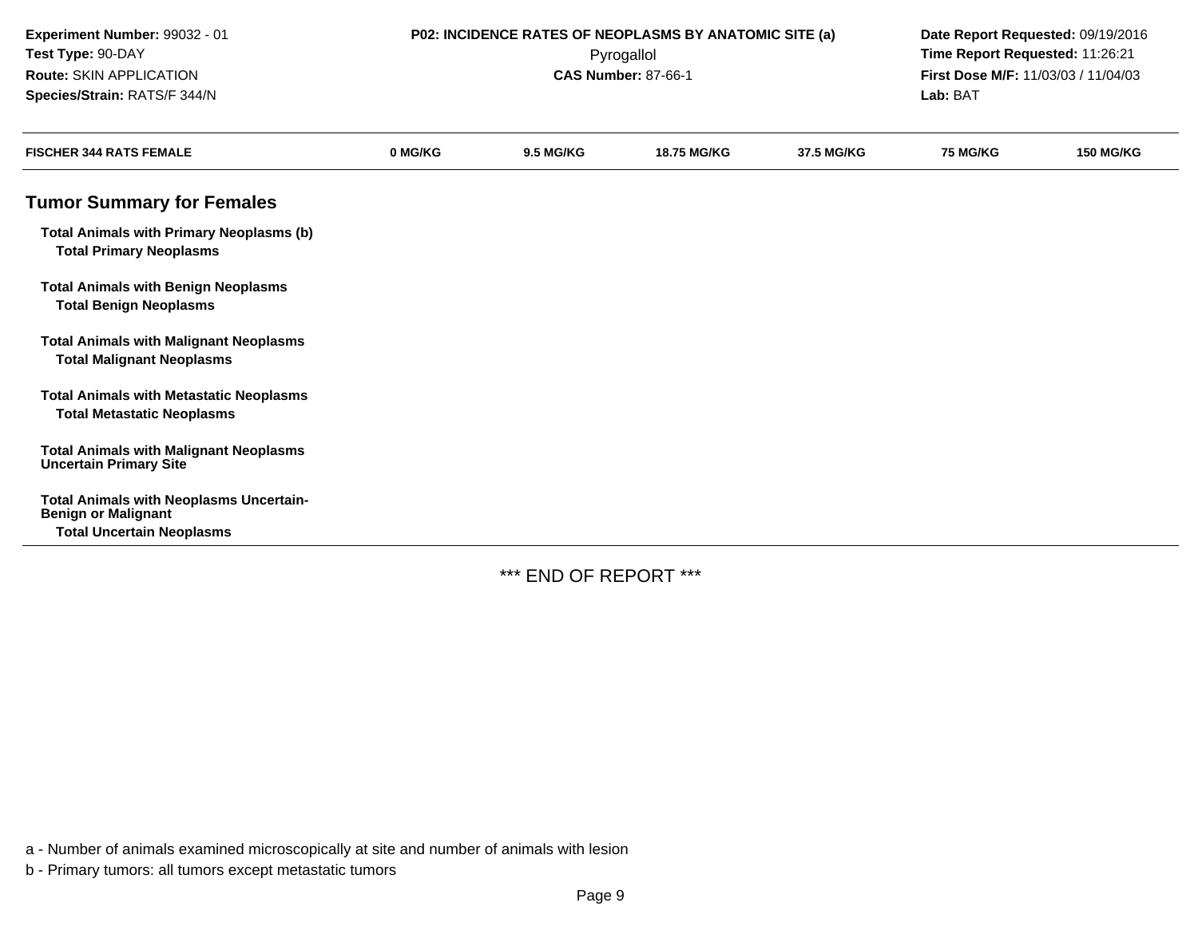**Experiment Number:** 99032 - 01
**Test Type:** 90-DAY
**Route:** SKIN APPLICATION
**Species/Strain:** RATS/F 344/N

**P02: INCIDENCE RATES OF NEOPLASMS BY ANATOMIC SITE (a)**
Pyrogallol
**CAS Number:** 87-66-1

**Date Report Requested:** 09/19/2016
**Time Report Requested:** 11:26:21
**First Dose M/F:** 11/03/03 / 11/04/03
**Lab:** BAT

| FISCHER 344 RATS FEMALE | 0 MG/KG | 9.5 MG/KG | 18.75 MG/KG | 37.5 MG/KG | 75 MG/KG | 150 MG/KG |
|---|---|---|---|---|---|---|
| **Tumor Summary for Females** | | | | | | |
| **Total Animals with Primary Neoplasms (b)** | | | | | | |
| **Total Primary Neoplasms** | | | | | | |
| **Total Animals with Benign Neoplasms** | | | | | | |
| **Total Benign Neoplasms** | | | | | | |
| **Total Animals with Malignant Neoplasms** | | | | | | |
| **Total Malignant Neoplasms** | | | | | | |
| **Total Animals with Metastatic Neoplasms** | | | | | | |
| **Total Metastatic Neoplasms** | | | | | | |
| **Total Animals with Malignant Neoplasms Uncertain Primary Site** | | | | | | |
| **Total Animals with Neoplasms Uncertain- Benign or Malignant** | | | | | | |
| **Total Uncertain Neoplasms** | | | | | | |

*** END OF REPORT ***

a - Number of animals examined microscopically at site and number of animals with lesion

b - Primary tumors: all tumors except metastatic tumors